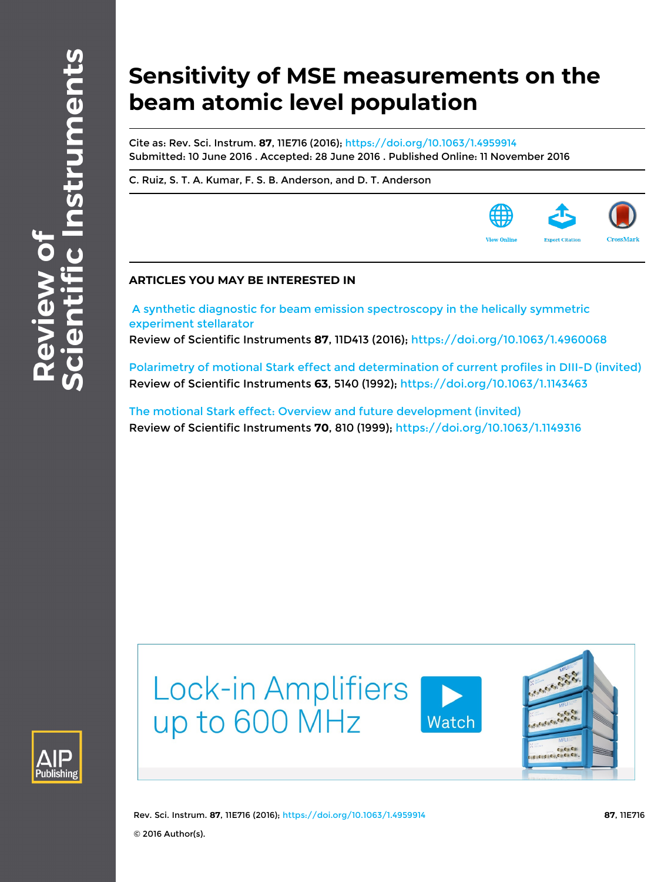# Sensitivity of MSE measurements on the beam atomic level population

Cite as: Rev. Sci. Instrum. **87**, 11E716 (2016); https://doi.org/10.1063/1.4959914
Submitted: 10 June 2016 . Accepted: 28 June 2016 . Published Online: 11 November 2016

C. Ruiz, S. T. A. Kumar, F. S. B. Anderson, and D. T. Anderson

## ARTICLES YOU MAY BE INTERESTED IN

A synthetic diagnostic for beam emission spectroscopy in the helically symmetric experiment stellarator
Review of Scientific Instruments **87**, 11D413 (2016); https://doi.org/10.1063/1.4960068

Polarimetry of motional Stark effect and determination of current profiles in DIII-D (invited)
Review of Scientific Instruments **63**, 5140 (1992); https://doi.org/10.1063/1.1143463

The motional Stark effect: Overview and future development (invited)
Review of Scientific Instruments **70**, 810 (1999); https://doi.org/10.1063/1.1149316

© 2016 Author(s).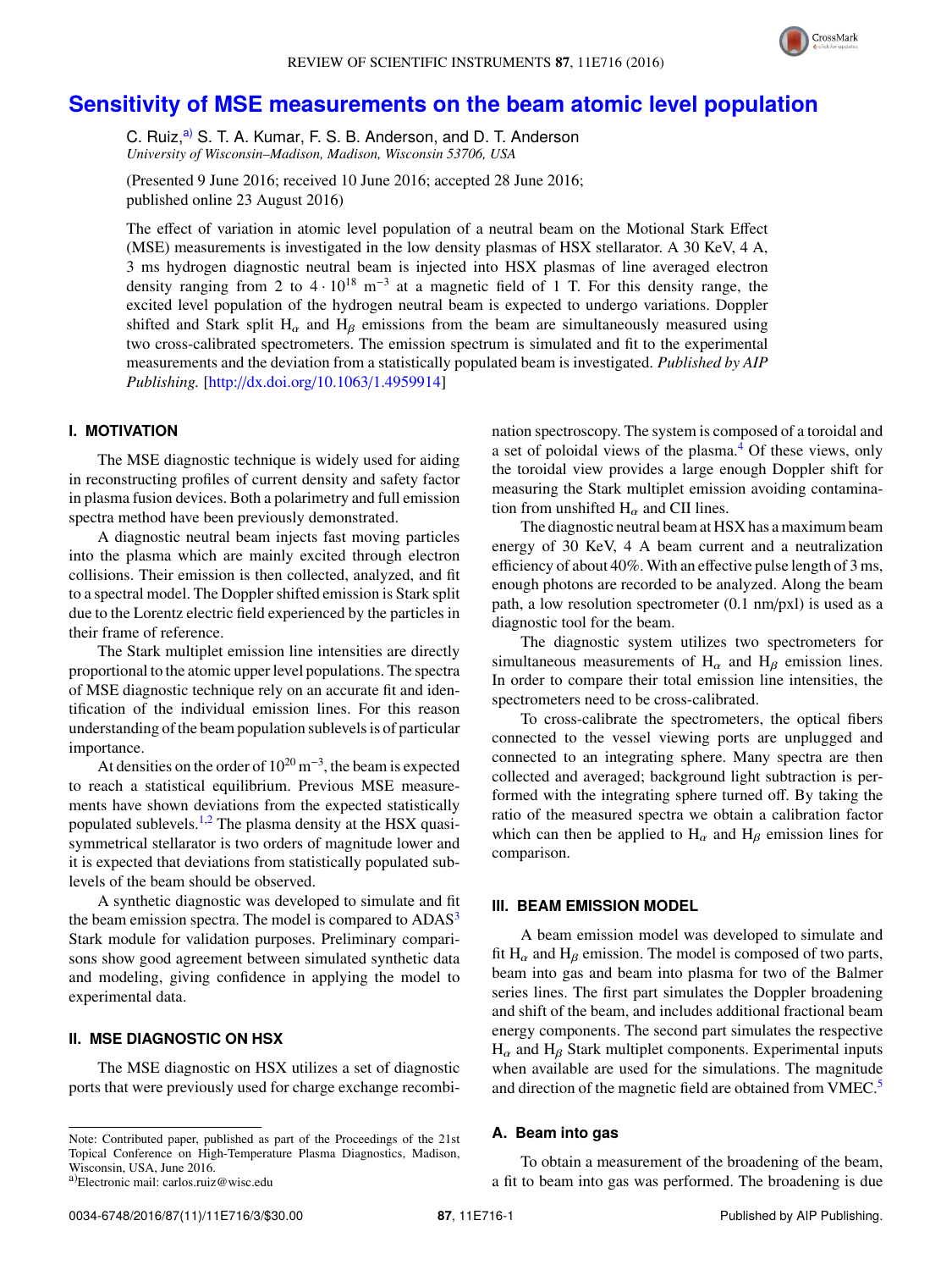# Sensitivity of MSE measurements on the beam atomic level population

C. Ruiz,[a] S. T. A. Kumar, F. S. B. Anderson, and D. T. Anderson
*University of Wisconsin–Madison, Madison, Wisconsin 53706, USA*

(Presented 9 June 2016; received 10 June 2016; accepted 28 June 2016; published online 23 August 2016)

The effect of variation in atomic level population of a neutral beam on the Motional Stark Effect (MSE) measurements is investigated in the low density plasmas of HSX stellarator. A 30 KeV, 4 A, 3 ms hydrogen diagnostic neutral beam is injected into HSX plasmas of line averaged electron density ranging from 2 to $4 \cdot 10^{18}$ m$^{-3}$ at a magnetic field of 1 T. For this density range, the excited level population of the hydrogen neutral beam is expected to undergo variations. Doppler shifted and Stark split $H_\alpha$ and $H_\beta$ emissions from the beam are simultaneously measured using two cross-calibrated spectrometers. The emission spectrum is simulated and fit to the experimental measurements and the deviation from a statistically populated beam is investigated. *Published by AIP Publishing.* [http://dx.doi.org/10.1063/1.4959914]

## I. MOTIVATION

The MSE diagnostic technique is widely used for aiding in reconstructing profiles of current density and safety factor in plasma fusion devices. Both a polarimetry and full emission spectra method have been previously demonstrated.

A diagnostic neutral beam injects fast moving particles into the plasma which are mainly excited through electron collisions. Their emission is then collected, analyzed, and fit to a spectral model. The Doppler shifted emission is Stark split due to the Lorentz electric field experienced by the particles in their frame of reference.

The Stark multiplet emission line intensities are directly proportional to the atomic upper level populations. The spectra of MSE diagnostic technique rely on an accurate fit and identification of the individual emission lines. For this reason understanding of the beam population sublevels is of particular importance.

At densities on the order of $10^{20}$ m$^{-3}$, the beam is expected to reach a statistical equilibrium. Previous MSE measurements have shown deviations from the expected statistically populated sublevels.[1,2] The plasma density at the HSX quasi-symmetrical stellarator is two orders of magnitude lower and it is expected that deviations from statistically populated sublevels of the beam should be observed.

A synthetic diagnostic was developed to simulate and fit the beam emission spectra. The model is compared to ADAS[3] Stark module for validation purposes. Preliminary comparisons show good agreement between simulated synthetic data and modeling, giving confidence in applying the model to experimental data.

## II. MSE DIAGNOSTIC ON HSX

The MSE diagnostic on HSX utilizes a set of diagnostic ports that were previously used for charge exchange recombination spectroscopy. The system is composed of a toroidal and a set of poloidal views of the plasma.[4] Of these views, only the toroidal view provides a large enough Doppler shift for measuring the Stark multiplet emission avoiding contamination from unshifted $H_\alpha$ and CII lines.

The diagnostic neutral beam at HSX has a maximum beam energy of 30 KeV, 4 A beam current and a neutralization efficiency of about 40%. With an effective pulse length of 3 ms, enough photons are recorded to be analyzed. Along the beam path, a low resolution spectrometer (0.1 nm/pxl) is used as a diagnostic tool for the beam.

The diagnostic system utilizes two spectrometers for simultaneous measurements of $H_\alpha$ and $H_\beta$ emission lines. In order to compare their total emission line intensities, the spectrometers need to be cross-calibrated.

To cross-calibrate the spectrometers, the optical fibers connected to the vessel viewing ports are unplugged and connected to an integrating sphere. Many spectra are then collected and averaged; background light subtraction is performed with the integrating sphere turned off. By taking the ratio of the measured spectra we obtain a calibration factor which can then be applied to $H_\alpha$ and $H_\beta$ emission lines for comparison.

## III. BEAM EMISSION MODEL

A beam emission model was developed to simulate and fit $H_\alpha$ and $H_\beta$ emission. The model is composed of two parts, beam into gas and beam into plasma for two of the Balmer series lines. The first part simulates the Doppler broadening and shift of the beam, and includes additional fractional beam energy components. The second part simulates the respective $H_\alpha$ and $H_\beta$ Stark multiplet components. Experimental inputs when available are used for the simulations. The magnitude and direction of the magnetic field are obtained from VMEC.[5]

### A. Beam into gas

To obtain a measurement of the broadening of the beam, a fit to beam into gas was performed. The broadening is due

---

Note: Contributed paper, published as part of the Proceedings of the 21st Topical Conference on High-Temperature Plasma Diagnostics, Madison, Wisconsin, USA, June 2016.

[a]Electronic mail: carlos.ruiz@wisc.edu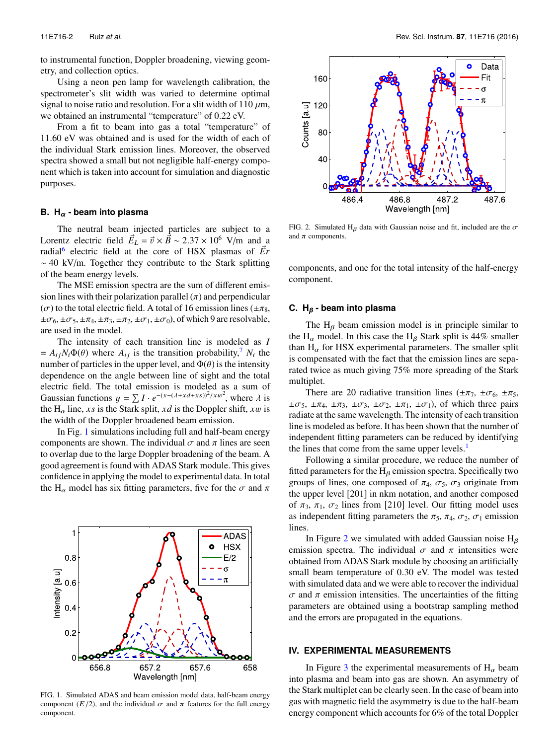to instrumental function, Doppler broadening, viewing geometry, and collection optics.

Using a neon pen lamp for wavelength calibration, the spectrometer's slit width was varied to determine optimal signal to noise ratio and resolution. For a slit width of 110 $\mu$m, we obtained an instrumental "temperature" of 0.22 eV.

From a fit to beam into gas a total "temperature" of 11.60 eV was obtained and is used for the width of each of the individual Stark emission lines. Moreover, the observed spectra showed a small but not negligible half-energy component which is taken into account for simulation and diagnostic purposes.

### B. $H_\alpha$ - beam into plasma

The neutral beam injected particles are subject to a Lorentz electric field $\vec{E}_L = \vec{v} \times \vec{B} \sim 2.37 \times 10^6$ V/m and a radial[6] electric field at the core of HSX plasmas of $\vec{E}r \sim 40$ kV/m. Together they contribute to the Stark splitting of the beam energy levels.

The MSE emission spectra are the sum of different emission lines with their polarization parallel ($\pi$) and perpendicular ($\sigma$) to the total electric field. A total of 16 emission lines ($\pm\pi_8$, $\pm\sigma_6, \pm\sigma_5, \pm\pi_4, \pm\pi_3, \pm\pi_2, \pm\sigma_1, \pm\sigma_0$), of which 9 are resolvable, are used in the model.

The intensity of each transition line is modeled as $I = A_{ij} N_i \Phi(\theta)$ where $A_{ij}$ is the transition probability,[7] $N_i$ the number of particles in the upper level, and $\Phi(\theta)$ is the intensity dependence on the angle between line of sight and the total electric field. The total emission is modeled as a sum of Gaussian functions $y = \sum I \cdot e^{-(x-(\lambda+xd+xs))^2/xw^2}$, where $\lambda$ is the $H_\alpha$ line, $xs$ is the Stark split, $xd$ is the Doppler shift, $xw$ is the width of the Doppler broadened beam emission.

In Fig. 1 simulations including full and half-beam energy components are shown. The individual $\sigma$ and $\pi$ lines are seen to overlap due to the large Doppler broadening of the beam. A good agreement is found with ADAS Stark module. This gives confidence in applying the model to experimental data. In total the $H_\alpha$ model has six fitting parameters, five for the $\sigma$ and $\pi$ components, and one for the total intensity of the half-energy component.

FIG. 1. Simulated ADAS and beam emission model data, half-beam energy component ($E/2$), and the individual $\sigma$ and $\pi$ features for the full energy component.

FIG. 2. Simulated $H_\beta$ data with Gaussian noise and fit, included are the $\sigma$ and $\pi$ components.

### C. $H_\beta$ - beam into plasma

The $H_\beta$ beam emission model is in principle similar to the $H_\alpha$ model. In this case the $H_\beta$ Stark split is 44% smaller than $H_\alpha$ for HSX experimental parameters. The smaller split is compensated with the fact that the emission lines are separated twice as much giving 75% more spreading of the Stark multiplet.

There are 20 radiative transition lines ($\pm\pi_7$, $\pm\sigma_6$, $\pm\pi_5$, $\pm\sigma_5$, $\pm\pi_4$, $\pm\pi_3$, $\pm\sigma_3$, $\pm\sigma_2$, $\pm\pi_1$, $\pm\sigma_1$), of which three pairs radiate at the same wavelength. The intensity of each transition line is modeled as before. It has been shown that the number of independent fitting parameters can be reduced by identifying the lines that come from the same upper levels.[1]

Following a similar procedure, we reduce the number of fitted parameters for the $H_\beta$ emission spectra. Specifically two groups of lines, one composed of $\pi_4$, $\sigma_5$, $\sigma_3$ originate from the upper level [201] in nkm notation, and another composed of $\pi_3$, $\pi_1$, $\sigma_2$ lines from [210] level. Our fitting model uses as independent fitting parameters the $\pi_5$, $\pi_4$, $\sigma_2$, $\sigma_1$ emission lines.

In Figure 2 we simulated with added Gaussian noise $H_\beta$ emission spectra. The individual $\sigma$ and $\pi$ intensities were obtained from ADAS Stark module by choosing an artificially small beam temperature of 0.30 eV. The model was tested with simulated data and we were able to recover the individual $\sigma$ and $\pi$ emission intensities. The uncertainties of the fitting parameters are obtained using a bootstrap sampling method and the errors are propagated in the equations.

## IV. EXPERIMENTAL MEASUREMENTS

In Figure 3 the experimental measurements of $H_\alpha$ beam into plasma and beam into gas are shown. An asymmetry of the Stark multiplet can be clearly seen. In the case of beam into gas with magnetic field the asymmetry is due to the half-beam energy component which accounts for 6% of the total Doppler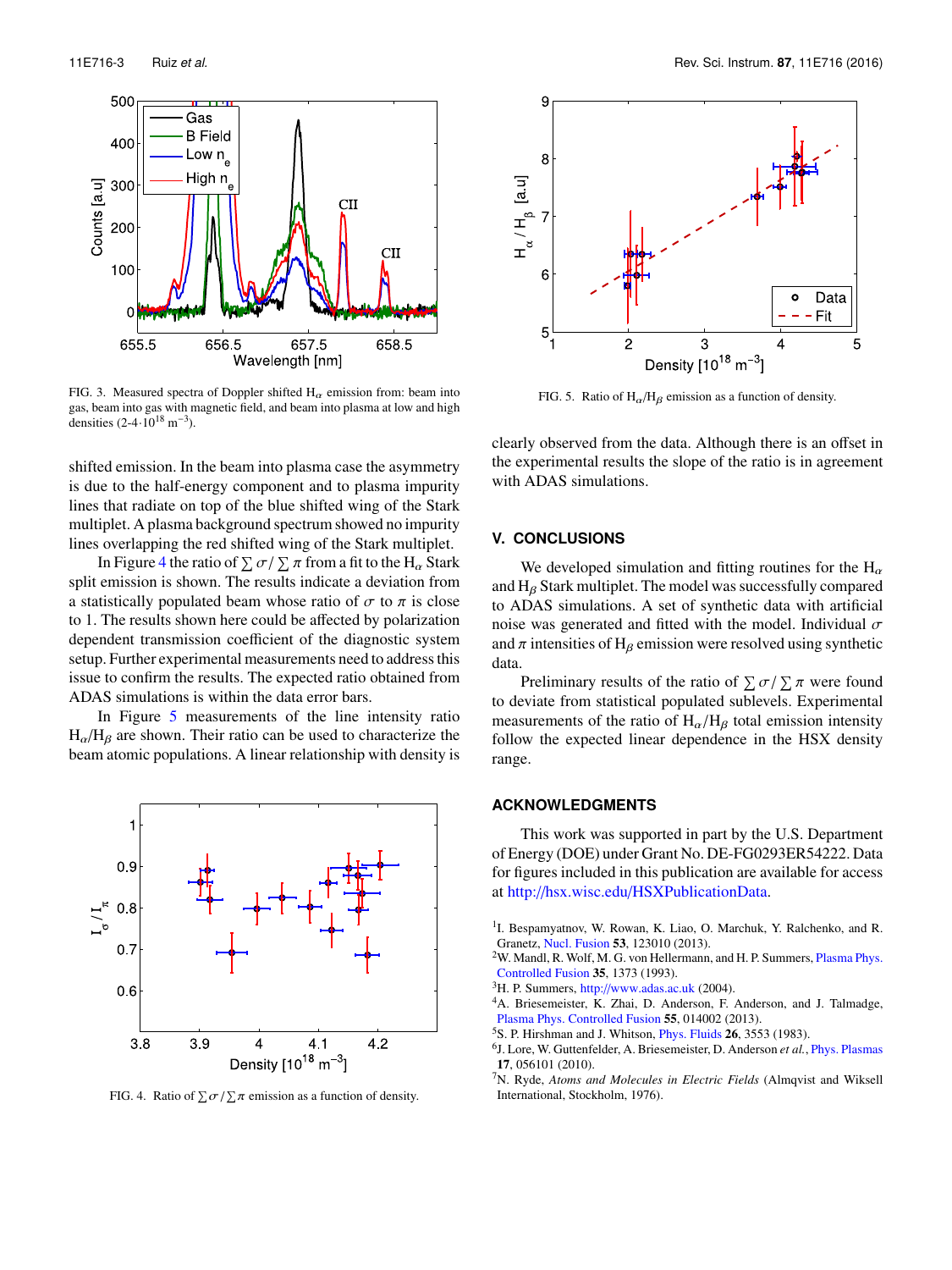500
400
300
200
100
0
Counts [a.u]
655.5
656.5
657.5
658.5
Wavelength [nm]
Gas
B Field
Low $n_e$
High $n_e$
CII
CII

FIG. 3. Measured spectra of Doppler shifted $H_\alpha$ emission from: beam into gas, beam into gas with magnetic field, and beam into plasma at low and high densities (2-4$\cdot 10^{18}$ $m^{-3}$).

shifted emission. In the beam into plasma case the asymmetry is due to the half-energy component and to plasma impurity lines that radiate on top of the blue shifted wing of the Stark multiplet. A plasma background spectrum showed no impurity lines overlapping the red shifted wing of the Stark multiplet.

In Figure 4 the ratio of $\sum \sigma / \sum \pi$ from a fit to the $H_\alpha$ Stark split emission is shown. The results indicate a deviation from a statistically populated beam whose ratio of $\sigma$ to $\pi$ is close to 1. The results shown here could be affected by polarization dependent transmission coefficient of the diagnostic system setup. Further experimental measurements need to address this issue to confirm the results. The expected ratio obtained from ADAS simulations is within the data error bars.

In Figure 5 measurements of the line intensity ratio $H_\alpha/H_\beta$ are shown. Their ratio can be used to characterize the beam atomic populations. A linear relationship with density is clearly observed from the data. Although there is an offset in the experimental results the slope of the ratio is in agreement with ADAS simulations.

1
0.9
0.8
0.7
0.6
$I_\sigma / I_\pi$
3.8
3.9
4
4.1
4.2
Density [$10^{18}$ $m^{-3}$]

FIG. 4. Ratio of $\sum\sigma/\sum\pi$ emission as a function of density.

9
8
7
6
5
$H_\alpha / H_\beta$ [a.u]
1
2
3
4
5
Density [$10^{18}$ $m^{-3}$]
Data
Fit

FIG. 5. Ratio of $H_\alpha/H_\beta$ emission as a function of density.

## V. CONCLUSIONS

We developed simulation and fitting routines for the $H_\alpha$ and $H_\beta$ Stark multiplet. The model was successfully compared to ADAS simulations. A set of synthetic data with artificial noise was generated and fitted with the model. Individual $\sigma$ and $\pi$ intensities of $H_\beta$ emission were resolved using synthetic data.

Preliminary results of the ratio of $\sum \sigma / \sum \pi$ were found to deviate from statistical populated sublevels. Experimental measurements of the ratio of $H_\alpha/H_\beta$ total emission intensity follow the expected linear dependence in the HSX density range.

## ACKNOWLEDGMENTS

This work was supported in part by the U.S. Department of Energy (DOE) under Grant No. DE-FG0293ER54222. Data for figures included in this publication are available for access at http://hsx.wisc.edu/HSXPublicationData.

[1] I. Bespamyatnov, W. Rowan, K. Liao, O. Marchuk, Y. Ralchenko, and R. Granetz, Nucl. Fusion **53**, 123010 (2013).

[2] W. Mandl, R. W. Wolf, M. G. von Hellermann, and H. P. Summers, Plasma Phys. Controlled Fusion **35**, 1373 (1993).

[3] H. P. Summers, http://www.adas.ac.uk (2004).

[4] A. Briesemeister, K. Zhai, D. Anderson, F. Anderson, and J. Talmadge, Plasma Phys. Controlled Fusion **55**, 014002 (2013).

[5] S. P. Hirshman and J. Whitson, Phys. Fluids **26**, 3553 (1983).

[6] J. Lore, W. Guttenfelder, A. Briesemeister, D. Anderson *et al.*, Phys. Plasmas **17**, 056101 (2010).

[7] N. Ryde, *Atoms and Molecules in Electric Fields* (Almqvist and Wiksell International, Stockholm, 1976).